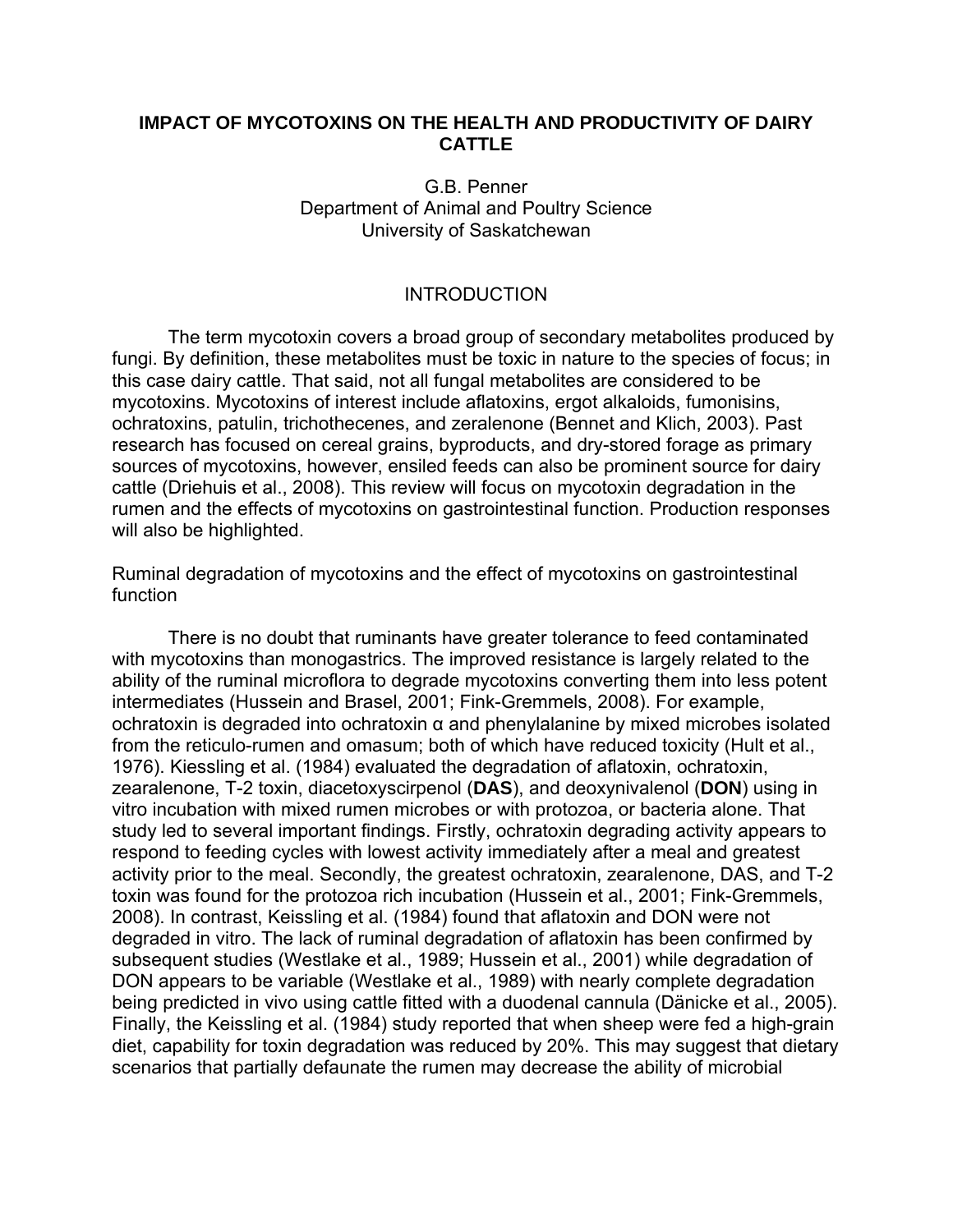# IMPACT OF MYCOTOXINS ON THE HEALTH AND PRODUCTIVITY OF DAIRY CATTLE

G.B. Penner
Department of Animal and Poultry Science
University of Saskatchewan

## INTRODUCTION

The term mycotoxin covers a broad group of secondary metabolites produced by fungi. By definition, these metabolites must be toxic in nature to the species of focus; in this case dairy cattle. That said, not all fungal metabolites are considered to be mycotoxins. Mycotoxins of interest include aflatoxins, ergot alkaloids, fumonisins, ochratoxins, patulin, trichothecenes, and zeralenone (Bennet and Klich, 2003). Past research has focused on cereal grains, byproducts, and dry-stored forage as primary sources of mycotoxins, however, ensiled feeds can also be prominent source for dairy cattle (Driehuis et al., 2008). This review will focus on mycotoxin degradation in the rumen and the effects of mycotoxins on gastrointestinal function. Production responses will also be highlighted.

## Ruminal degradation of mycotoxins and the effect of mycotoxins on gastrointestinal function

There is no doubt that ruminants have greater tolerance to feed contaminated with mycotoxins than monogastrics. The improved resistance is largely related to the ability of the ruminal microflora to degrade mycotoxins converting them into less potent intermediates (Hussein and Brasel, 2001; Fink-Gremmels, 2008). For example, ochratoxin is degraded into ochratoxin α and phenylalanine by mixed microbes isolated from the reticulo-rumen and omasum; both of which have reduced toxicity (Hult et al., 1976). Kiessling et al. (1984) evaluated the degradation of aflatoxin, ochratoxin, zearalenone, T-2 toxin, diacetoxyscirpenol (**DAS**), and deoxynivalenol (**DON**) using in vitro incubation with mixed rumen microbes or with protozoa, or bacteria alone. That study led to several important findings. Firstly, ochratoxin degrading activity appears to respond to feeding cycles with lowest activity immediately after a meal and greatest activity prior to the meal. Secondly, the greatest ochratoxin, zearalenone, DAS, and T-2 toxin was found for the protozoa rich incubation (Hussein et al., 2001; Fink-Gremmels, 2008). In contrast, Keissling et al. (1984) found that aflatoxin and DON were not degraded in vitro. The lack of ruminal degradation of aflatoxin has been confirmed by subsequent studies (Westlake et al., 1989; Hussein et al., 2001) while degradation of DON appears to be variable (Westlake et al., 1989) with nearly complete degradation being predicted in vivo using cattle fitted with a duodenal cannula (Dänicke et al., 2005). Finally, the Keissling et al. (1984) study reported that when sheep were fed a high-grain diet, capability for toxin degradation was reduced by 20%. This may suggest that dietary scenarios that partially defaunate the rumen may decrease the ability of microbial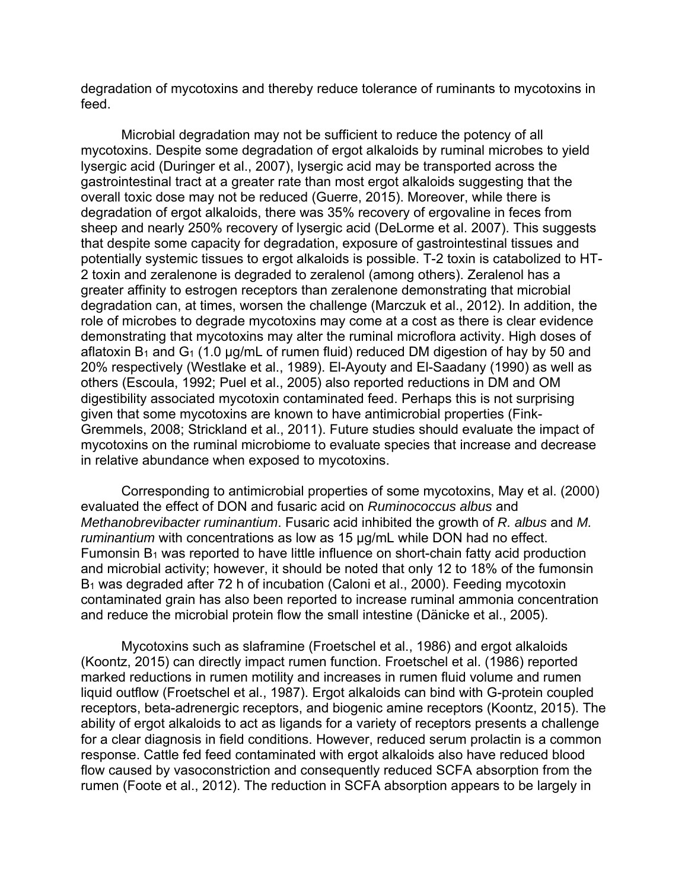degradation of mycotoxins and thereby reduce tolerance of ruminants to mycotoxins in feed.

Microbial degradation may not be sufficient to reduce the potency of all mycotoxins. Despite some degradation of ergot alkaloids by ruminal microbes to yield lysergic acid (Duringer et al., 2007), lysergic acid may be transported across the gastrointestinal tract at a greater rate than most ergot alkaloids suggesting that the overall toxic dose may not be reduced (Guerre, 2015). Moreover, while there is degradation of ergot alkaloids, there was 35% recovery of ergovaline in feces from sheep and nearly 250% recovery of lysergic acid (DeLorme et al. 2007). This suggests that despite some capacity for degradation, exposure of gastrointestinal tissues and potentially systemic tissues to ergot alkaloids is possible. T-2 toxin is catabolized to HT-2 toxin and zeralenone is degraded to zeralenol (among others). Zeralenol has a greater affinity to estrogen receptors than zeralenone demonstrating that microbial degradation can, at times, worsen the challenge (Marczuk et al., 2012). In addition, the role of microbes to degrade mycotoxins may come at a cost as there is clear evidence demonstrating that mycotoxins may alter the ruminal microflora activity. High doses of aflatoxin $B_1$ and $G_1$ (1.0 µg/mL of rumen fluid) reduced DM digestion of hay by 50 and 20% respectively (Westlake et al., 1989). El-Ayouty and El-Saadany (1990) as well as others (Escoula, 1992; Puel et al., 2005) also reported reductions in DM and OM digestibility associated mycotoxin contaminated feed. Perhaps this is not surprising given that some mycotoxins are known to have antimicrobial properties (Fink-Gremmels, 2008; Strickland et al., 2011). Future studies should evaluate the impact of mycotoxins on the ruminal microbiome to evaluate species that increase and decrease in relative abundance when exposed to mycotoxins.

Corresponding to antimicrobial properties of some mycotoxins, May et al. (2000) evaluated the effect of DON and fusaric acid on *Ruminococcus albus* and *Methanobrevibacter ruminantium*. Fusaric acid inhibited the growth of *R. albus* and *M. ruminantium* with concentrations as low as 15 µg/mL while DON had no effect. Fumonsin $B_1$ was reported to have little influence on short-chain fatty acid production and microbial activity; however, it should be noted that only 12 to 18% of the fumonsin $B_1$ was degraded after 72 h of incubation (Caloni et al., 2000). Feeding mycotoxin contaminated grain has also been reported to increase ruminal ammonia concentration and reduce the microbial protein flow the small intestine (Dänicke et al., 2005).

Mycotoxins such as slaframine (Froetschel et al., 1986) and ergot alkaloids (Koontz, 2015) can directly impact rumen function. Froetschel et al. (1986) reported marked reductions in rumen motility and increases in rumen fluid volume and rumen liquid outflow (Froetschel et al., 1987). Ergot alkaloids can bind with G-protein coupled receptors, beta-adrenergic receptors, and biogenic amine receptors (Koontz, 2015). The ability of ergot alkaloids to act as ligands for a variety of receptors presents a challenge for a clear diagnosis in field conditions. However, reduced serum prolactin is a common response. Cattle fed feed contaminated with ergot alkaloids also have reduced blood flow caused by vasoconstriction and consequently reduced SCFA absorption from the rumen (Foote et al., 2012). The reduction in SCFA absorption appears to be largely in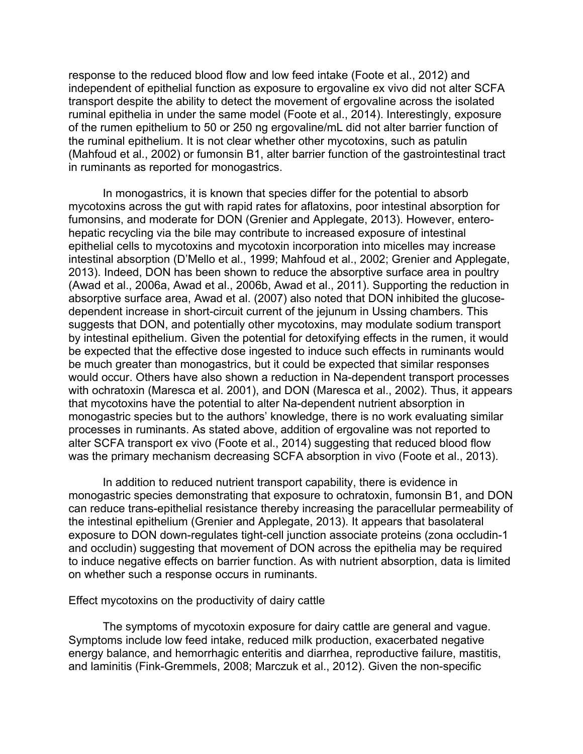response to the reduced blood flow and low feed intake (Foote et al., 2012) and independent of epithelial function as exposure to ergovaline ex vivo did not alter SCFA transport despite the ability to detect the movement of ergovaline across the isolated ruminal epithelia in under the same model (Foote et al., 2014). Interestingly, exposure of the rumen epithelium to 50 or 250 ng ergovaline/mL did not alter barrier function of the ruminal epithelium. It is not clear whether other mycotoxins, such as patulin (Mahfoud et al., 2002) or fumonsin B1, alter barrier function of the gastrointestinal tract in ruminants as reported for monogastrics.

In monogastrics, it is known that species differ for the potential to absorb mycotoxins across the gut with rapid rates for aflatoxins, poor intestinal absorption for fumonsins, and moderate for DON (Grenier and Applegate, 2013). However, entero-hepatic recycling via the bile may contribute to increased exposure of intestinal epithelial cells to mycotoxins and mycotoxin incorporation into micelles may increase intestinal absorption (D'Mello et al., 1999; Mahfoud et al., 2002; Grenier and Applegate, 2013). Indeed, DON has been shown to reduce the absorptive surface area in poultry (Awad et al., 2006a, Awad et al., 2006b, Awad et al., 2011). Supporting the reduction in absorptive surface area, Awad et al. (2007) also noted that DON inhibited the glucose-dependent increase in short-circuit current of the jejunum in Ussing chambers. This suggests that DON, and potentially other mycotoxins, may modulate sodium transport by intestinal epithelium. Given the potential for detoxifying effects in the rumen, it would be expected that the effective dose ingested to induce such effects in ruminants would be much greater than monogastrics, but it could be expected that similar responses would occur. Others have also shown a reduction in Na-dependent transport processes with ochratoxin (Maresca et al. 2001), and DON (Maresca et al., 2002). Thus, it appears that mycotoxins have the potential to alter Na-dependent nutrient absorption in monogastric species but to the authors' knowledge, there is no work evaluating similar processes in ruminants. As stated above, addition of ergovaline was not reported to alter SCFA transport ex vivo (Foote et al., 2014) suggesting that reduced blood flow was the primary mechanism decreasing SCFA absorption in vivo (Foote et al., 2013).

In addition to reduced nutrient transport capability, there is evidence in monogastric species demonstrating that exposure to ochratoxin, fumonsin B1, and DON can reduce trans-epithelial resistance thereby increasing the paracellular permeability of the intestinal epithelium (Grenier and Applegate, 2013). It appears that basolateral exposure to DON down-regulates tight-cell junction associate proteins (zona occludin-1 and occludin) suggesting that movement of DON across the epithelia may be required to induce negative effects on barrier function. As with nutrient absorption, data is limited on whether such a response occurs in ruminants.

## Effect mycotoxins on the productivity of dairy cattle

The symptoms of mycotoxin exposure for dairy cattle are general and vague. Symptoms include low feed intake, reduced milk production, exacerbated negative energy balance, and hemorrhagic enteritis and diarrhea, reproductive failure, mastitis, and laminitis (Fink-Gremmels, 2008; Marczuk et al., 2012). Given the non-specific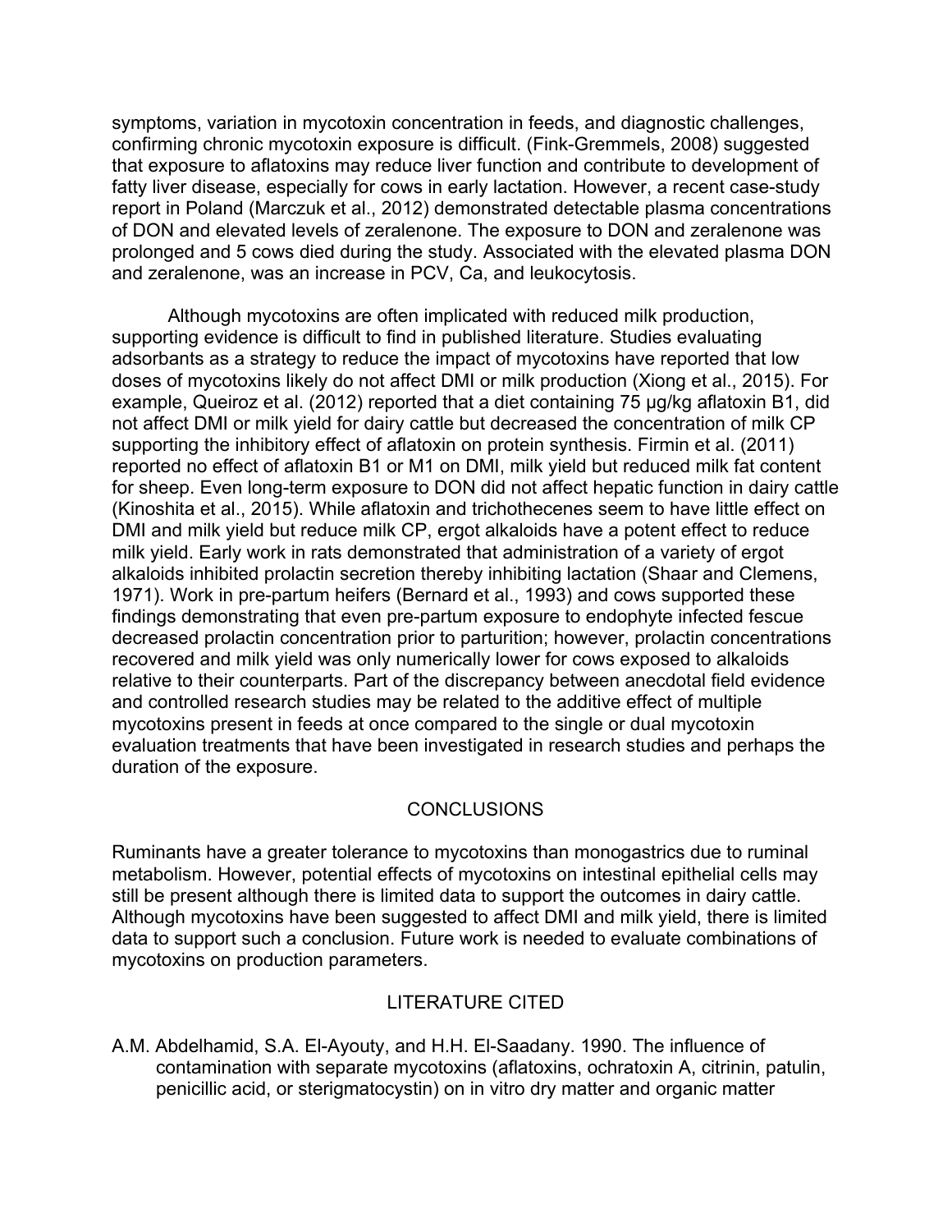symptoms, variation in mycotoxin concentration in feeds, and diagnostic challenges, confirming chronic mycotoxin exposure is difficult. (Fink-Gremmels, 2008) suggested that exposure to aflatoxins may reduce liver function and contribute to development of fatty liver disease, especially for cows in early lactation. However, a recent case-study report in Poland (Marczuk et al., 2012) demonstrated detectable plasma concentrations of DON and elevated levels of zeralenone. The exposure to DON and zeralenone was prolonged and 5 cows died during the study. Associated with the elevated plasma DON and zeralenone, was an increase in PCV, Ca, and leukocytosis.

Although mycotoxins are often implicated with reduced milk production, supporting evidence is difficult to find in published literature. Studies evaluating adsorbants as a strategy to reduce the impact of mycotoxins have reported that low doses of mycotoxins likely do not affect DMI or milk production (Xiong et al., 2015). For example, Queiroz et al. (2012) reported that a diet containing 75 µg/kg aflatoxin B1, did not affect DMI or milk yield for dairy cattle but decreased the concentration of milk CP supporting the inhibitory effect of aflatoxin on protein synthesis. Firmin et al. (2011) reported no effect of aflatoxin B1 or M1 on DMI, milk yield but reduced milk fat content for sheep. Even long-term exposure to DON did not affect hepatic function in dairy cattle (Kinoshita et al., 2015). While aflatoxin and trichothecenes seem to have little effect on DMI and milk yield but reduce milk CP, ergot alkaloids have a potent effect to reduce milk yield. Early work in rats demonstrated that administration of a variety of ergot alkaloids inhibited prolactin secretion thereby inhibiting lactation (Shaar and Clemens, 1971). Work in pre-partum heifers (Bernard et al., 1993) and cows supported these findings demonstrating that even pre-partum exposure to endophyte infected fescue decreased prolactin concentration prior to parturition; however, prolactin concentrations recovered and milk yield was only numerically lower for cows exposed to alkaloids relative to their counterparts. Part of the discrepancy between anecdotal field evidence and controlled research studies may be related to the additive effect of multiple mycotoxins present in feeds at once compared to the single or dual mycotoxin evaluation treatments that have been investigated in research studies and perhaps the duration of the exposure.

## CONCLUSIONS

Ruminants have a greater tolerance to mycotoxins than monogastrics due to ruminal metabolism. However, potential effects of mycotoxins on intestinal epithelial cells may still be present although there is limited data to support the outcomes in dairy cattle. Although mycotoxins have been suggested to affect DMI and milk yield, there is limited data to support such a conclusion. Future work is needed to evaluate combinations of mycotoxins on production parameters.

## LITERATURE CITED

A.M. Abdelhamid, S.A. El-Ayouty, and H.H. El-Saadany. 1990. The influence of contamination with separate mycotoxins (aflatoxins, ochratoxin A, citrinin, patulin, penicillic acid, or sterigmatocystin) on in vitro dry matter and organic matter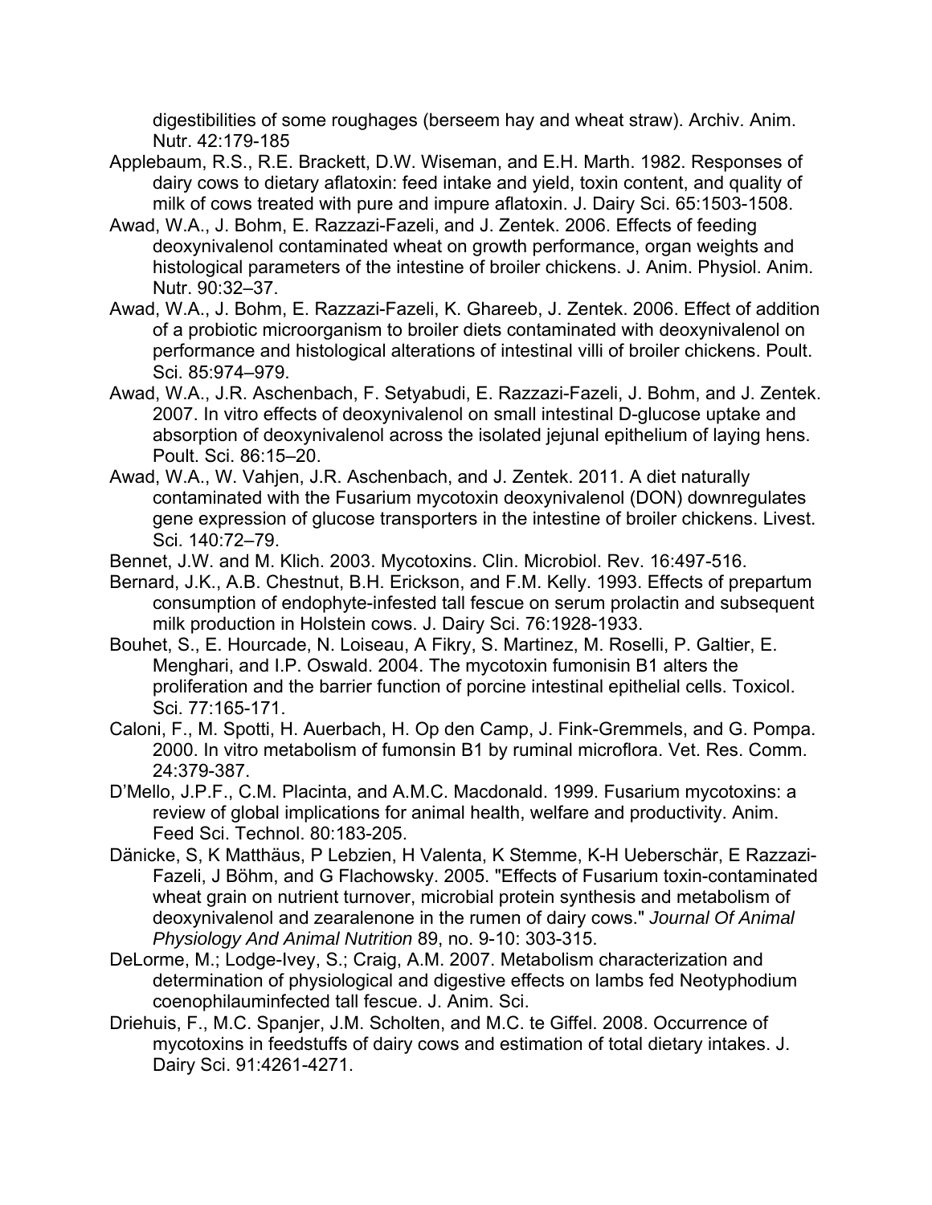digestibilities of some roughages (berseem hay and wheat straw). Archiv. Anim. Nutr. 42:179-185

Applebaum, R.S., R.E. Brackett, D.W. Wiseman, and E.H. Marth. 1982. Responses of dairy cows to dietary aflatoxin: feed intake and yield, toxin content, and quality of milk of cows treated with pure and impure aflatoxin. J. Dairy Sci. 65:1503-1508.

Awad, W.A., J. Bohm, E. Razzazi-Fazeli, and J. Zentek. 2006. Effects of feeding deoxynivalenol contaminated wheat on growth performance, organ weights and histological parameters of the intestine of broiler chickens. J. Anim. Physiol. Anim. Nutr. 90:32–37.

Awad, W.A., J. Bohm, E. Razzazi-Fazeli, K. Ghareeb, J. Zentek. 2006. Effect of addition of a probiotic microorganism to broiler diets contaminated with deoxynivalenol on performance and histological alterations of intestinal villi of broiler chickens. Poult. Sci. 85:974–979.

Awad, W.A., J.R. Aschenbach, F. Setyabudi, E. Razzazi-Fazeli, J. Bohm, and J. Zentek. 2007. In vitro effects of deoxynivalenol on small intestinal D-glucose uptake and absorption of deoxynivalenol across the isolated jejunal epithelium of laying hens. Poult. Sci. 86:15–20.

Awad, W.A., W. Vahjen, J.R. Aschenbach, and J. Zentek. 2011. A diet naturally contaminated with the Fusarium mycotoxin deoxynivalenol (DON) downregulates gene expression of glucose transporters in the intestine of broiler chickens. Livest. Sci. 140:72–79.

Bennet, J.W. and M. Klich. 2003. Mycotoxins. Clin. Microbiol. Rev. 16:497-516.

Bernard, J.K., A.B. Chestnut, B.H. Erickson, and F.M. Kelly. 1993. Effects of prepartum consumption of endophyte-infested tall fescue on serum prolactin and subsequent milk production in Holstein cows. J. Dairy Sci. 76:1928-1933.

Bouhet, S., E. Hourcade, N. Loiseau, A Fikry, S. Martinez, M. Roselli, P. Galtier, E. Menghari, and I.P. Oswald. 2004. The mycotoxin fumonisin B1 alters the proliferation and the barrier function of porcine intestinal epithelial cells. Toxicol. Sci. 77:165-171.

Caloni, F., M. Spotti, H. Auerbach, H. Op den Camp, J. Fink-Gremmels, and G. Pompa. 2000. In vitro metabolism of fumonsin B1 by ruminal microflora. Vet. Res. Comm. 24:379-387.

D'Mello, J.P.F., C.M. Placinta, and A.M.C. Macdonald. 1999. Fusarium mycotoxins: a review of global implications for animal health, welfare and productivity. Anim. Feed Sci. Technol. 80:183-205.

Dänicke, S, K Matthäus, P Lebzien, H Valenta, K Stemme, K-H Ueberschär, E Razzazi-Fazeli, J Böhm, and G Flachowsky. 2005. "Effects of Fusarium toxin-contaminated wheat grain on nutrient turnover, microbial protein synthesis and metabolism of deoxynivalenol and zearalenone in the rumen of dairy cows." *Journal Of Animal Physiology And Animal Nutrition* 89, no. 9-10: 303-315.

DeLorme, M.; Lodge-Ivey, S.; Craig, A.M. 2007. Metabolism characterization and determination of physiological and digestive effects on lambs fed Neotyphodium coenophilauminfected tall fescue. J. Anim. Sci.

Driehuis, F., M.C. Spanjer, J.M. Scholten, and M.C. te Giffel. 2008. Occurrence of mycotoxins in feedstuffs of dairy cows and estimation of total dietary intakes. J. Dairy Sci. 91:4261-4271.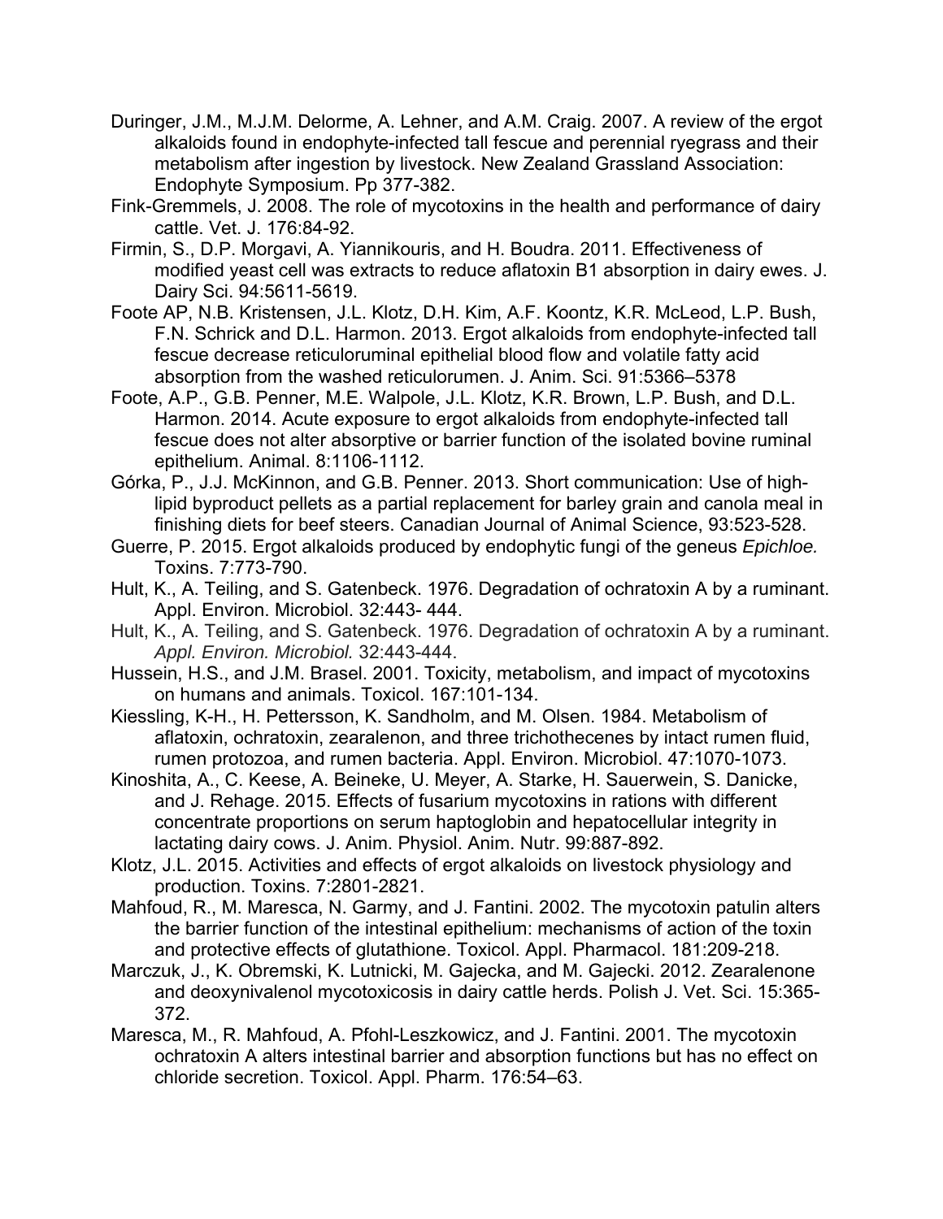Duringer, J.M., M.J.M. Delorme, A. Lehner, and A.M. Craig. 2007. A review of the ergot alkaloids found in endophyte-infected tall fescue and perennial ryegrass and their metabolism after ingestion by livestock. New Zealand Grassland Association: Endophyte Symposium. Pp 377-382.

Fink-Gremmels, J. 2008. The role of mycotoxins in the health and performance of dairy cattle. Vet. J. 176:84-92.

Firmin, S., D.P. Morgavi, A. Yiannikouris, and H. Boudra. 2011. Effectiveness of modified yeast cell was extracts to reduce aflatoxin B1 absorption in dairy ewes. J. Dairy Sci. 94:5611-5619.

Foote AP, N.B. Kristensen, J.L. Klotz, D.H. Kim, A.F. Koontz, K.R. McLeod, L.P. Bush, F.N. Schrick and D.L. Harmon. 2013. Ergot alkaloids from endophyte-infected tall fescue decrease reticuloruminal epithelial blood flow and volatile fatty acid absorption from the washed reticulorumen. J. Anim. Sci. 91:5366–5378

Foote, A.P., G.B. Penner, M.E. Walpole, J.L. Klotz, K.R. Brown, L.P. Bush, and D.L. Harmon. 2014. Acute exposure to ergot alkaloids from endophyte-infected tall fescue does not alter absorptive or barrier function of the isolated bovine ruminal epithelium. Animal. 8:1106-1112.

Górka, P., J.J. McKinnon, and G.B. Penner. 2013. Short communication: Use of high-lipid byproduct pellets as a partial replacement for barley grain and canola meal in finishing diets for beef steers. Canadian Journal of Animal Science, 93:523-528.

Guerre, P. 2015. Ergot alkaloids produced by endophytic fungi of the geneus *Epichloe.* Toxins. 7:773-790.

Hult, K., A. Teiling, and S. Gatenbeck. 1976. Degradation of ochratoxin A by a ruminant. Appl. Environ. Microbiol. 32:443- 444.

Hult, K., A. Teiling, and S. Gatenbeck. 1976. Degradation of ochratoxin A by a ruminant. *Appl. Environ. Microbiol.* 32:443-444.

Hussein, H.S., and J.M. Brasel. 2001. Toxicity, metabolism, and impact of mycotoxins on humans and animals. Toxicol. 167:101-134.

Kiessling, K-H., H. Pettersson, K. Sandholm, and M. Olsen. 1984. Metabolism of aflatoxin, ochratoxin, zearalenon, and three trichothecenes by intact rumen fluid, rumen protozoa, and rumen bacteria. Appl. Environ. Microbiol. 47:1070-1073.

Kinoshita, A., C. Keese, A. Beineke, U. Meyer, A. Starke, H. Sauerwein, S. Danicke, and J. Rehage. 2015. Effects of fusarium mycotoxins in rations with different concentrate proportions on serum haptoglobin and hepatocellular integrity in lactating dairy cows. J. Anim. Physiol. Anim. Nutr. 99:887-892.

Klotz, J.L. 2015. Activities and effects of ergot alkaloids on livestock physiology and production. Toxins. 7:2801-2821.

Mahfoud, R., M. Maresca, N. Garmy, and J. Fantini. 2002. The mycotoxin patulin alters the barrier function of the intestinal epithelium: mechanisms of action of the toxin and protective effects of glutathione. Toxicol. Appl. Pharmacol. 181:209-218.

Marczuk, J., K. Obremski, K. Lutnicki, M. Gajecka, and M. Gajecki. 2012. Zearalenone and deoxynivalenol mycotoxicosis in dairy cattle herds. Polish J. Vet. Sci. 15:365-372.

Maresca, M., R. Mahfoud, A. Pfohl-Leszkowicz, and J. Fantini. 2001. The mycotoxin ochratoxin A alters intestinal barrier and absorption functions but has no effect on chloride secretion. Toxicol. Appl. Pharm. 176:54–63.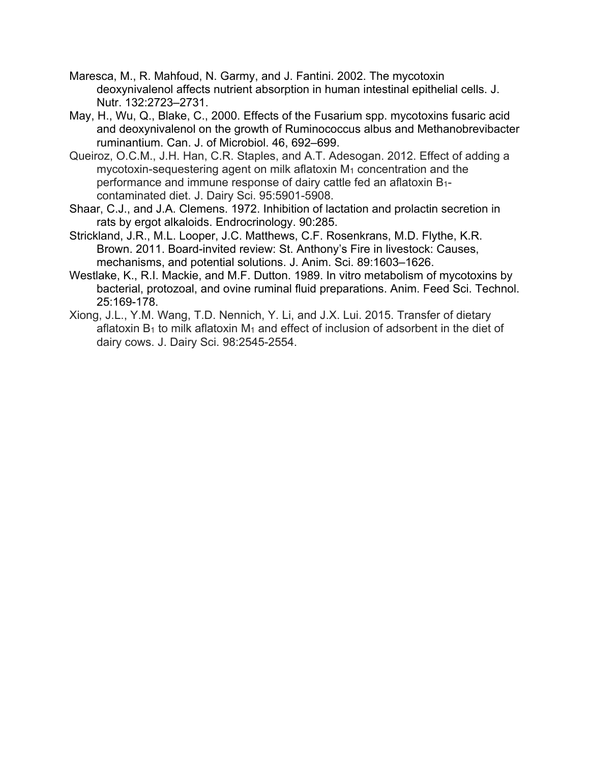Maresca, M., R. Mahfoud, N. Garmy, and J. Fantini. 2002. The mycotoxin deoxynivalenol affects nutrient absorption in human intestinal epithelial cells. J. Nutr. 132:2723–2731.

May, H., Wu, Q., Blake, C., 2000. Effects of the Fusarium spp. mycotoxins fusaric acid and deoxynivalenol on the growth of Ruminococcus albus and Methanobrevibacter ruminantium. Can. J. of Microbiol. 46, 692–699.

Queiroz, O.C.M., J.H. Han, C.R. Staples, and A.T. Adesogan. 2012. Effect of adding a mycotoxin-sequestering agent on milk aflatoxin $M_1$ concentration and the performance and immune response of dairy cattle fed an aflatoxin $B_1$-contaminated diet. J. Dairy Sci. 95:5901-5908.

Shaar, C.J., and J.A. Clemens. 1972. Inhibition of lactation and prolactin secretion in rats by ergot alkaloids. Endrocrinology. 90:285.

Strickland, J.R., M.L. Looper, J.C. Matthews, C.F. Rosenkrans, M.D. Flythe, K.R. Brown. 2011. Board-invited review: St. Anthony's Fire in livestock: Causes, mechanisms, and potential solutions. J. Anim. Sci. 89:1603–1626.

Westlake, K., R.I. Mackie, and M.F. Dutton. 1989. In vitro metabolism of mycotoxins by bacterial, protozoal, and ovine ruminal fluid preparations. Anim. Feed Sci. Technol. 25:169-178.

Xiong, J.L., Y.M. Wang, T.D. Nennich, Y. Li, and J.X. Lui. 2015. Transfer of dietary aflatoxin $B_1$ to milk aflatoxin $M_1$ and effect of inclusion of adsorbent in the diet of dairy cows. J. Dairy Sci. 98:2545-2554.